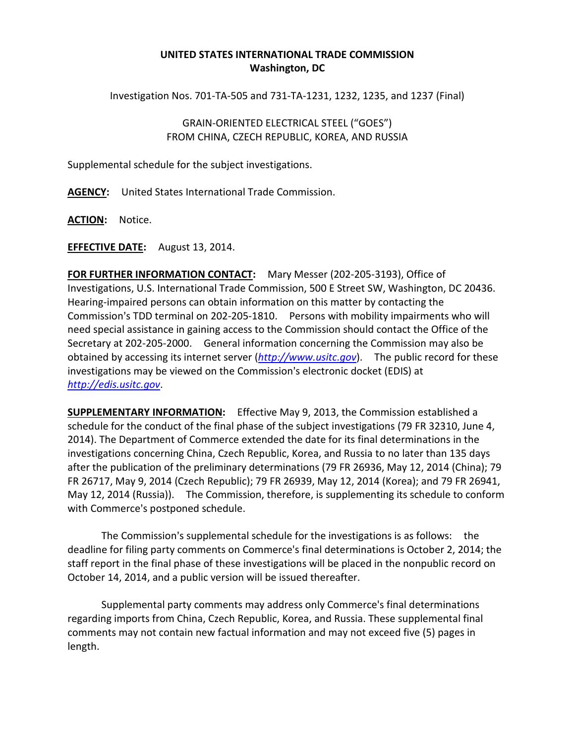**UNITED STATES INTERNATIONAL TRADE COMMISSION**
**Washington, DC**

Investigation Nos. 701-TA-505 and 731-TA-1231, 1232, 1235, and 1237 (Final)

GRAIN-ORIENTED ELECTRICAL STEEL ("GOES")
FROM CHINA, CZECH REPUBLIC, KOREA, AND RUSSIA

Supplemental schedule for the subject investigations.

**AGENCY:** United States International Trade Commission.

**ACTION:** Notice.

**EFFECTIVE DATE:** August 13, 2014.

**FOR FURTHER INFORMATION CONTACT:** Mary Messer (202-205-3193), Office of Investigations, U.S. International Trade Commission, 500 E Street SW, Washington, DC 20436. Hearing-impaired persons can obtain information on this matter by contacting the Commission's TDD terminal on 202-205-1810. Persons with mobility impairments who will need special assistance in gaining access to the Commission should contact the Office of the Secretary at 202-205-2000. General information concerning the Commission may also be obtained by accessing its internet server (*http://www.usitc.gov*). The public record for these investigations may be viewed on the Commission's electronic docket (EDIS) at *http://edis.usitc.gov*.

**SUPPLEMENTARY INFORMATION:** Effective May 9, 2013, the Commission established a schedule for the conduct of the final phase of the subject investigations (79 FR 32310, June 4, 2014). The Department of Commerce extended the date for its final determinations in the investigations concerning China, Czech Republic, Korea, and Russia to no later than 135 days after the publication of the preliminary determinations (79 FR 26936, May 12, 2014 (China); 79 FR 26717, May 9, 2014 (Czech Republic); 79 FR 26939, May 12, 2014 (Korea); and 79 FR 26941, May 12, 2014 (Russia)). The Commission, therefore, is supplementing its schedule to conform with Commerce's postponed schedule.

The Commission's supplemental schedule for the investigations is as follows: the deadline for filing party comments on Commerce's final determinations is October 2, 2014; the staff report in the final phase of these investigations will be placed in the nonpublic record on October 14, 2014, and a public version will be issued thereafter.

Supplemental party comments may address only Commerce's final determinations regarding imports from China, Czech Republic, Korea, and Russia. These supplemental final comments may not contain new factual information and may not exceed five (5) pages in length.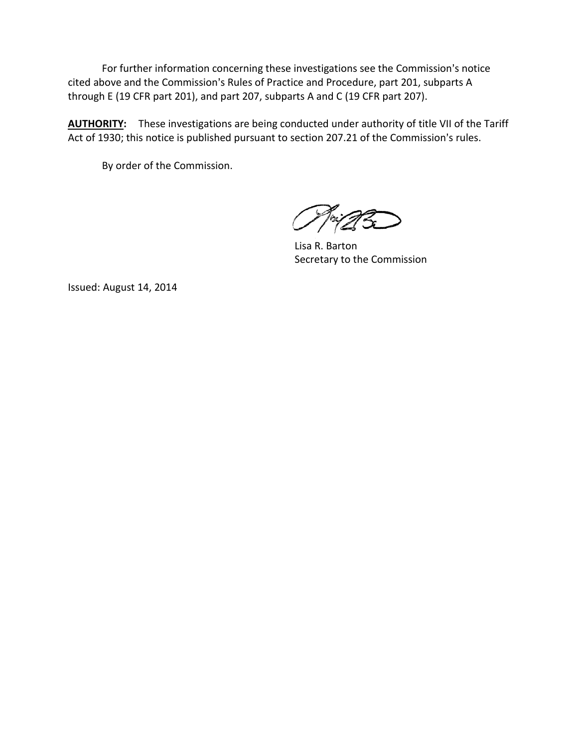For further information concerning these investigations see the Commission's notice cited above and the Commission's Rules of Practice and Procedure, part 201, subparts A through E (19 CFR part 201), and part 207, subparts A and C (19 CFR part 207).

**AUTHORITY:** These investigations are being conducted under authority of title VII of the Tariff Act of 1930; this notice is published pursuant to section 207.21 of the Commission's rules.

By order of the Commission.

Lisa R. Barton
Secretary to the Commission

Issued: August 14, 2014